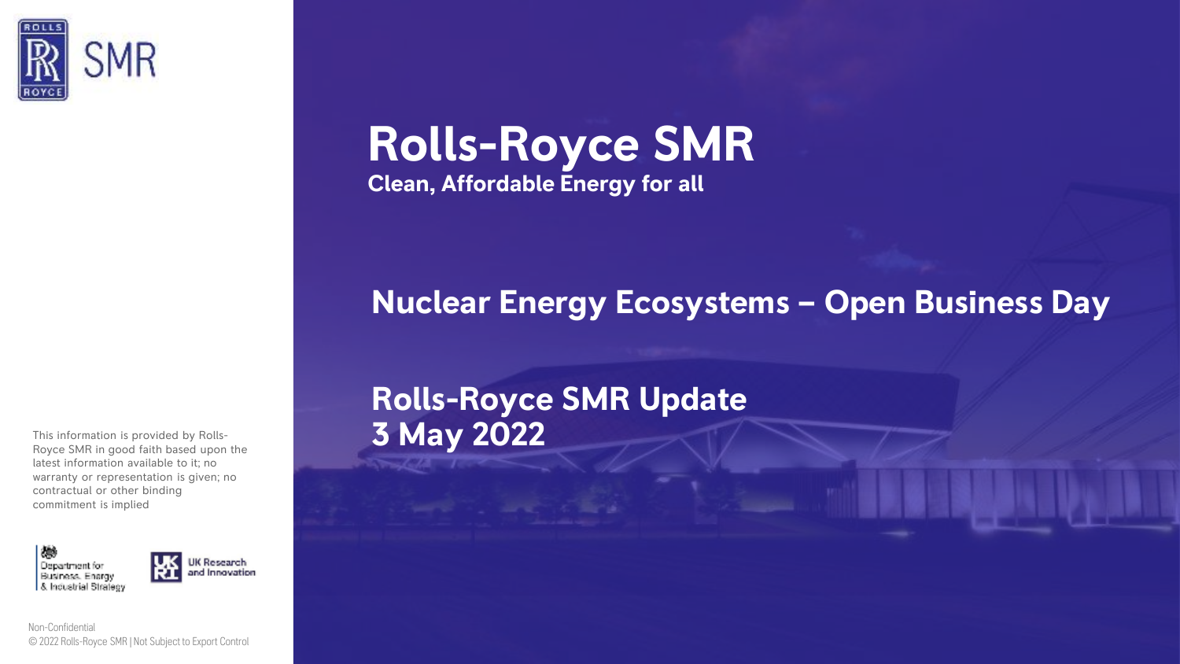# Rolls-Royce SMR

**Clean, Affordable Energy for all**

## Nuclear Energy Ecosystems – Open Business Day

## Rolls-Royce SMR Update
## 3 May 2022

This information is provided by Rolls-Royce SMR in good faith based upon the latest information available to it; no warranty or representation is given; no contractual or other binding commitment is implied

Department for Business, Energy & Industrial Strategy

UK Research and Innovation

Non-Confidential
© 2022 Rolls-Royce SMR | Not Subject to Export Control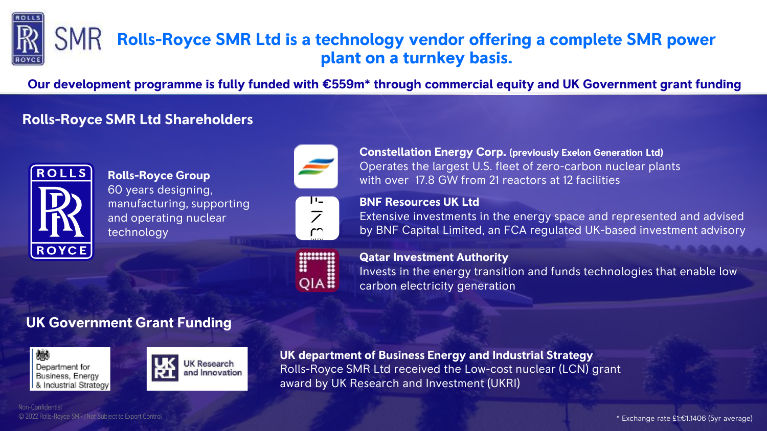# Rolls-Royce SMR Ltd is a technology vendor offering a complete SMR power plant on a turnkey basis.

**Our development programme is fully funded with €559m* through commercial equity and UK Government grant funding**

## Rolls-Royce SMR Ltd Shareholders

**Rolls-Royce Group**
60 years designing, manufacturing, supporting and operating nuclear technology

**Constellation Energy Corp. (previously Exelon Generation Ltd)**
Operates the largest U.S. fleet of zero-carbon nuclear plants with over 17.8 GW from 21 reactors at 12 facilities

**BNF Resources UK Ltd**
Extensive investments in the energy space and represented and advised by BNF Capital Limited, an FCA regulated UK-based investment advisory

**Qatar Investment Authority**
Invests in the energy transition and funds technologies that enable low carbon electricity generation

## UK Government Grant Funding

Department for Business, Energy & Industrial Strategy

UK Research and Innovation

**UK department of Business Energy and Industrial Strategy**
Rolls-Royce SMR Ltd received the Low-cost nuclear (LCN) grant award by UK Research and Investment (UKRI)

Non-Confidential
© 2022 Rolls-Royce SMR | Not Subject to Export Control

* Exchange rate £1:€1.1406 (5yr average)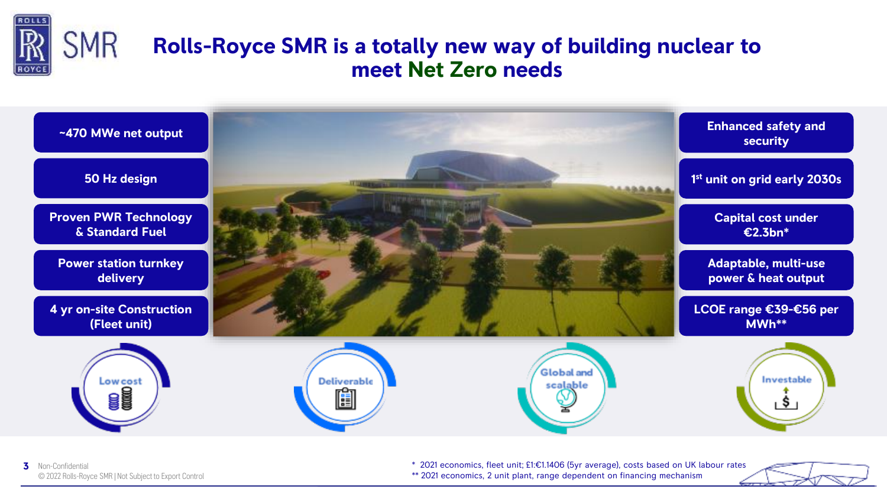# Rolls-Royce SMR is a totally new way of building nuclear to meet Net Zero needs

- ~470 MWe net output
- 50 Hz design
- Proven PWR Technology & Standard Fuel
- Power station turnkey delivery
- 4 yr on-site Construction (Fleet unit)

- Enhanced safety and security
- 1st unit on grid early 2030s
- Capital cost under €2.3bn*
- Adaptable, multi-use power & heat output
- LCOE range €39-€56 per MWh**

Low cost | Deliverable | Global and scalable | Investable

\* 2021 economics, fleet unit; £1:€1.1406 (5yr average), costs based on UK labour rates
\*\* 2021 economics, 2 unit plant, range dependent on financing mechanism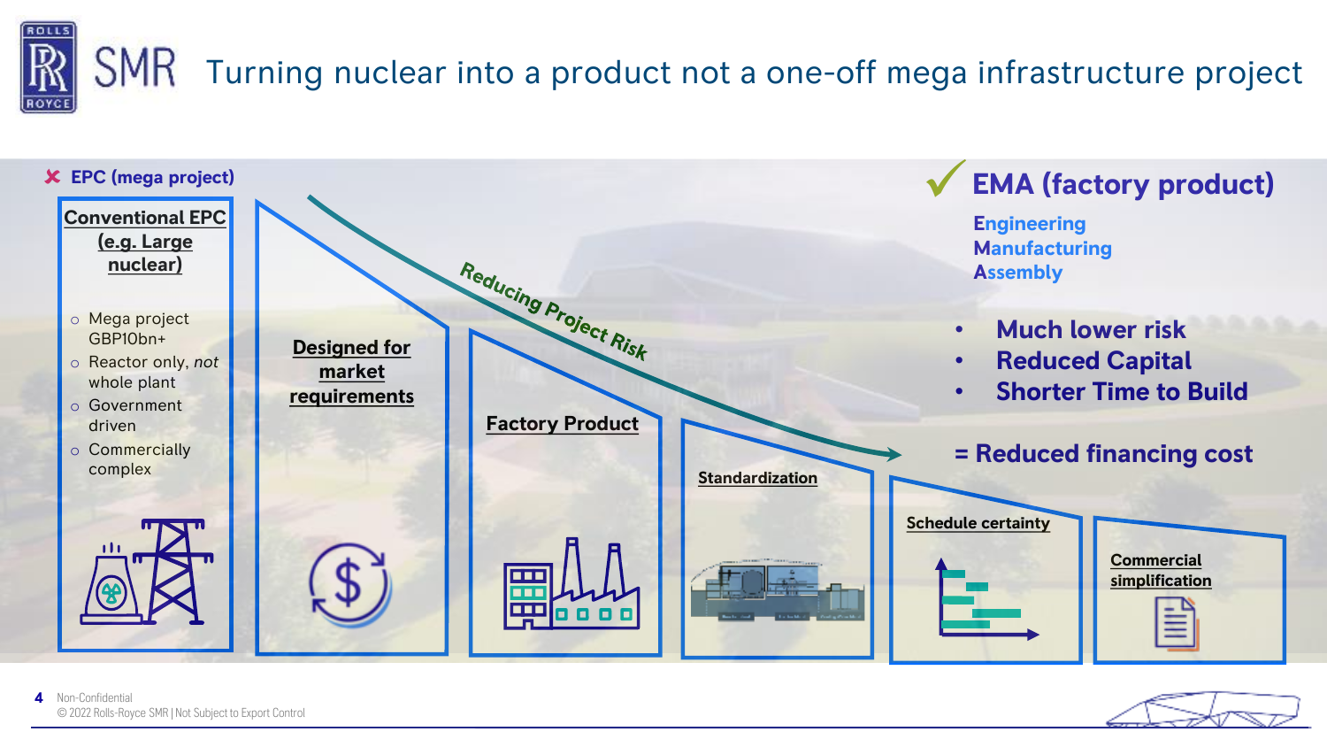# Turning nuclear into a product not a one-off mega infrastructure project

✘ **EPC (mega project)**

**Conventional EPC (e.g. Large nuclear)**

- Mega project GBP10bn+
- Reactor only, *not* whole plant
- Government driven
- Commercially complex

**Designed for market requirements**

**Factory Product**

**Standardization**

**Schedule certainty**

**Commercial simplification**

*Reducing Project Risk*

✔ **EMA (factory product)**

**Engineering**
**Manufacturing**
**Assembly**

- **Much lower risk**
- **Reduced Capital**
- **Shorter Time to Build**

**= Reduced financing cost**

Non-Confidential
© 2022 Rolls-Royce SMR | Not Subject to Export Control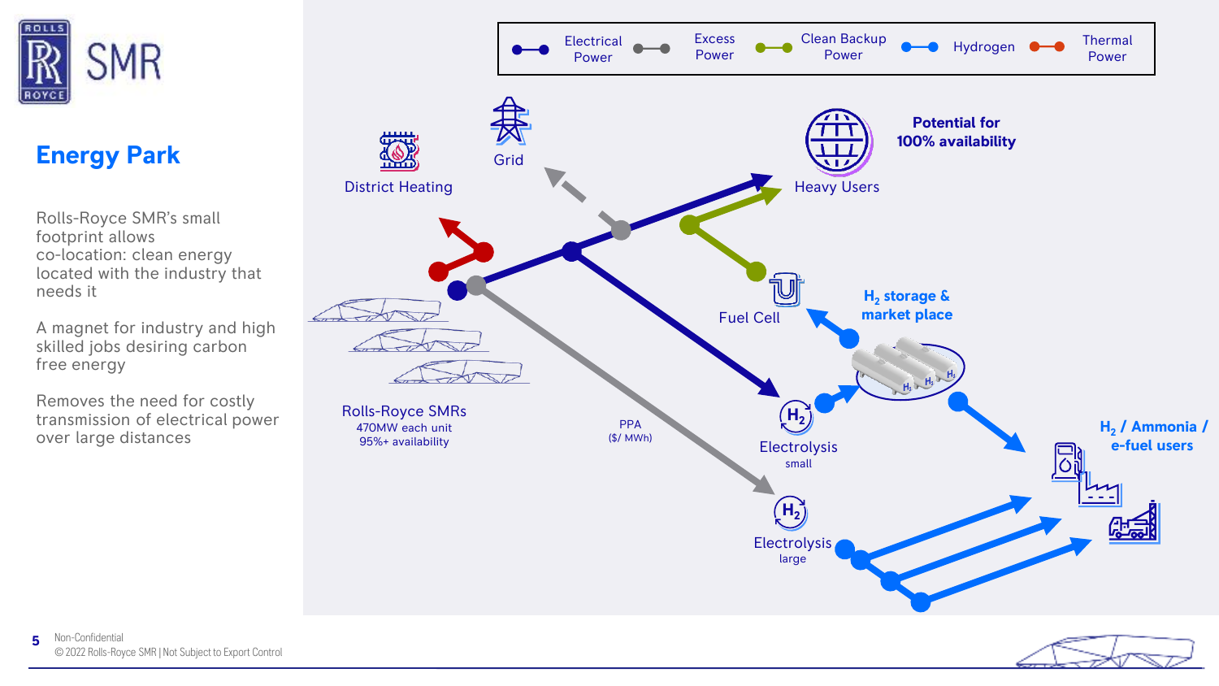# Energy Park

Rolls-Royce SMR's small footprint allows co-location: clean energy located with the industry that needs it

A magnet for industry and high skilled jobs desiring carbon free energy

Removes the need for costly transmission of electrical power over large distances

Electrical Power | Excess Power | Clean Backup Power | Hydrogen | Thermal Power

District Heating

Grid

Heavy Users

**Potential for 100% availability**

Fuel Cell

**$H_2$ storage & market place**

Rolls-Royce SMRs
470MW each unit
95%+ availability

PPA
($/ MWh)

Electrolysis
small

Electrolysis
large

**$H_2$ / Ammonia / e-fuel users**

Non-Confidential
© 2022 Rolls-Royce SMR | Not Subject to Export Control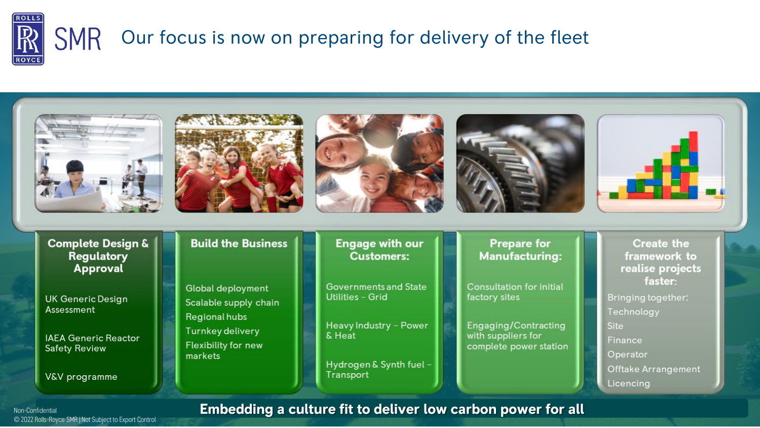# Our focus is now on preparing for delivery of the fleet

### Complete Design & Regulatory Approval

- UK Generic Design Assessment
- IAEA Generic Reactor Safety Review
- V&V programme

### Build the Business

- Global deployment
- Scalable supply chain
- Regional hubs
- Turnkey delivery
- Flexibility for new markets

### Engage with our Customers:

- Governments and State Utilities – Grid
- Heavy Industry – Power & Heat
- Hydrogen & Synth fuel – Transport

### Prepare for Manufacturing:

- Consultation for initial factory sites
- Engaging/Contracting with suppliers for complete power station

### Create the framework to realise projects faster:

Bringing together:

- Technology
- Site
- Finance
- Operator
- Offtake Arrangement
- Licencing

**Embedding a culture fit to deliver low carbon power for all**

Non-Confidential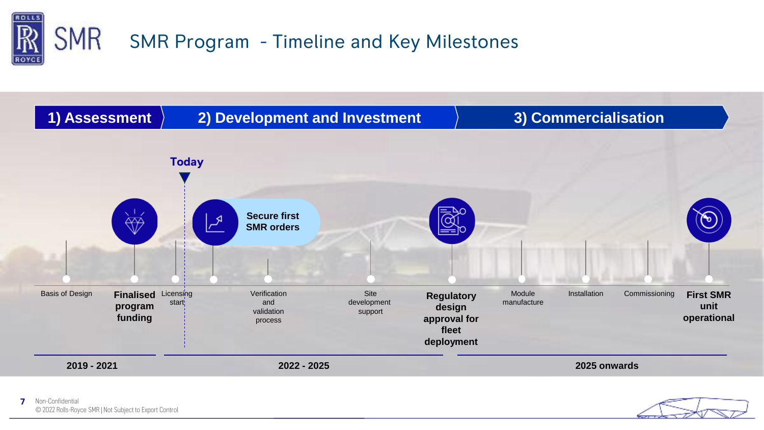# SMR Program - Timeline and Key Milestones

**1) Assessment** | **2) Development and Investment** | **3) Commercialisation**

**Today**

**Secure first SMR orders**

- Basis of Design
- **Finalised program funding**
- Licensing start
- Verification and validation process
- Site development support
- **Regulatory design approval for fleet deployment**
- Module manufacture
- Installation
- Commissioning
- **First SMR unit operational**

**2019 - 2021** | **2022 - 2025** | **2025 onwards**

Non-Confidential
© 2022 Rolls-Royce SMR | Not Subject to Export Control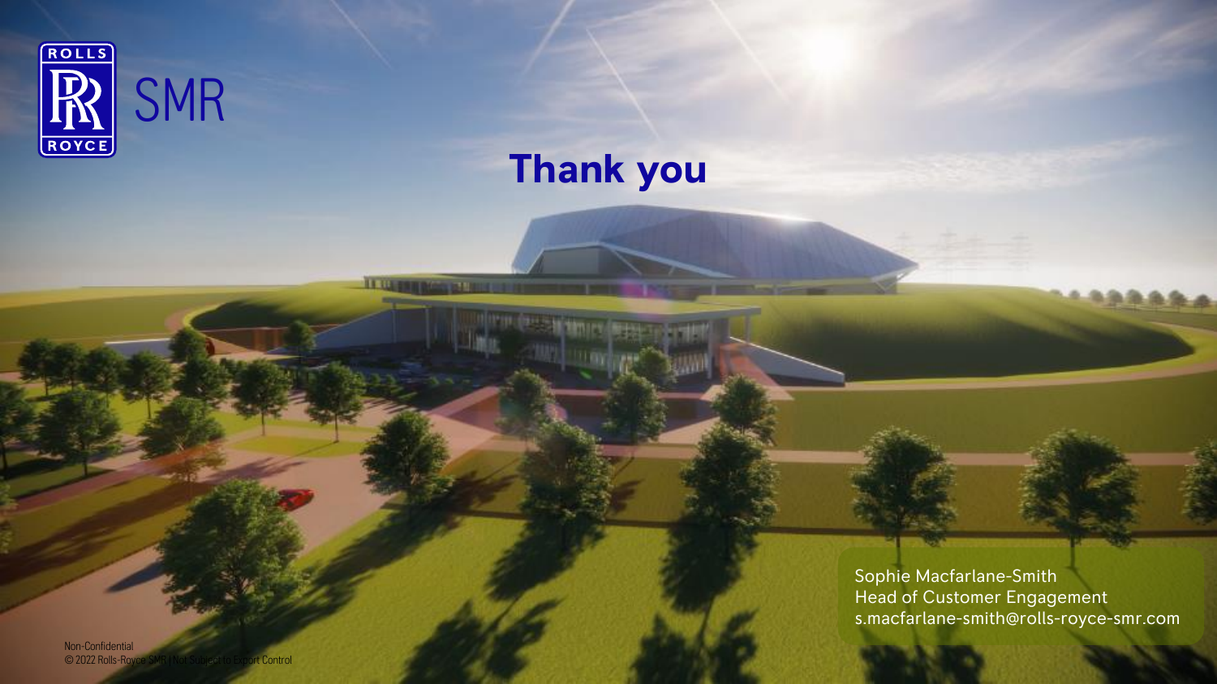ROLLS ROYCE SMR

# Thank you

Sophie Macfarlane-Smith
Head of Customer Engagement
s.macfarlane-smith@rolls-royce-smr.com

Non-Confidential
© 2022 Rolls-Royce SMR | Not Subject to Export Control